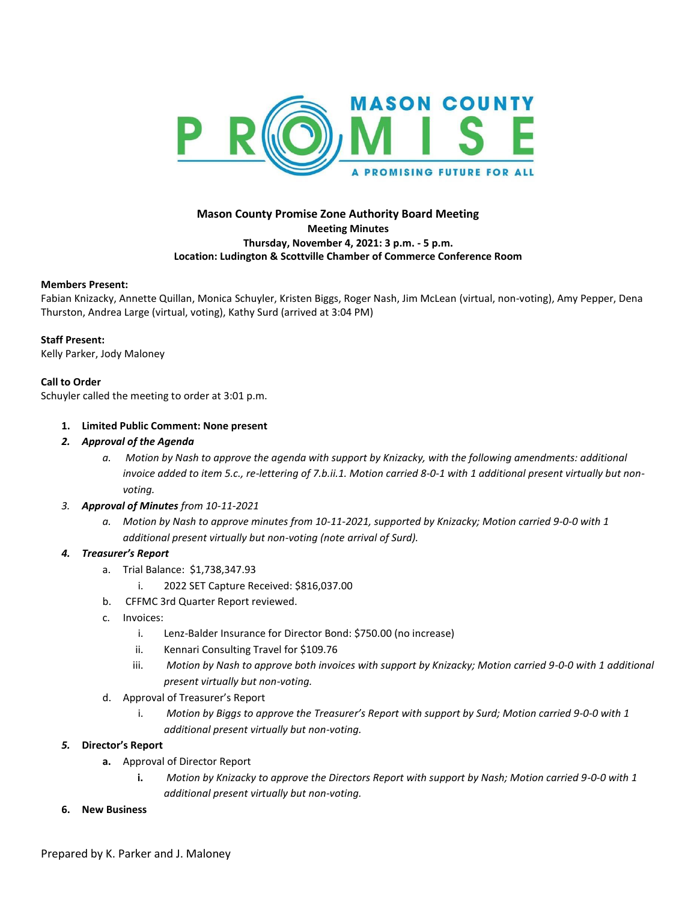MASON COUNTY PROMISE

A PROMISING FUTURE FOR ALL

**Mason County Promise Zone Authority Board Meeting**
**Meeting Minutes**
**Thursday, November 4, 2021: 3 p.m. - 5 p.m.**
**Location: Ludington & Scottville Chamber of Commerce Conference Room**

**Members Present:**
Fabian Knizacky, Annette Quillan, Monica Schuyler, Kristen Biggs, Roger Nash, Jim McLean (virtual, non-voting), Amy Pepper, Dena Thurston, Andrea Large (virtual, voting), Kathy Surd (arrived at 3:04 PM)

**Staff Present:**
Kelly Parker, Jody Maloney

**Call to Order**
Schuyler called the meeting to order at 3:01 p.m.

1. **Limited Public Comment: None present**
2. ***Approval of the Agenda***
   a. *Motion by Nash to approve the agenda with support by Knizacky, with the following amendments: additional invoice added to item 5.c., re-lettering of 7.b.ii.1. Motion carried 8-0-1 with 1 additional present virtually but non-voting.*
3. ***Approval of Minutes*** *from 10-11-2021*
   a. *Motion by Nash to approve minutes from 10-11-2021, supported by Knizacky; Motion carried 9-0-0 with 1 additional present virtually but non-voting (note arrival of Surd).*
4. ***Treasurer's Report***
   a. Trial Balance: $1,738,347.93
      i. 2022 SET Capture Received: $816,037.00
   b. CFFMC 3rd Quarter Report reviewed.
   c. Invoices:
      i. Lenz-Balder Insurance for Director Bond: $750.00 (no increase)
      ii. Kennari Consulting Travel for $109.76
      iii. *Motion by Nash to approve both invoices with support by Knizacky; Motion carried 9-0-0 with 1 additional present virtually but non-voting.*
   d. Approval of Treasurer's Report
      i. *Motion by Biggs to approve the Treasurer's Report with support by Surd; Motion carried 9-0-0 with 1 additional present virtually but non-voting.*
5. ***Director's Report***
   **a.** Approval of Director Report
      **i.** *Motion by Knizacky to approve the Directors Report with support by Nash; Motion carried 9-0-0 with 1 additional present virtually but non-voting.*
6. **New Business**

Prepared by K. Parker and J. Maloney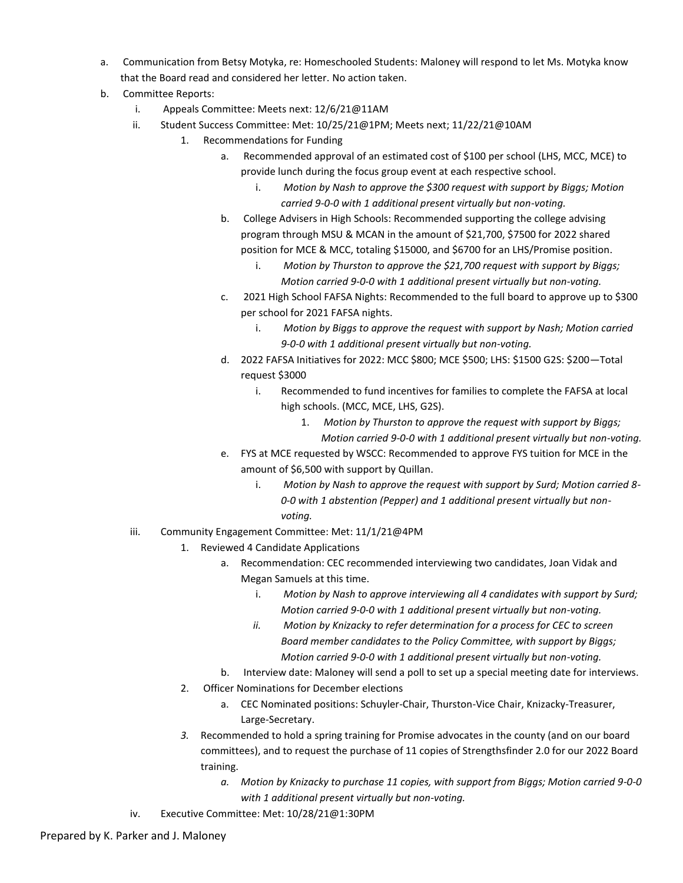a. Communication from Betsy Motyka, re: Homeschooled Students: Maloney will respond to let Ms. Motyka know that the Board read and considered her letter. No action taken.

b. Committee Reports:

   i. Appeals Committee: Meets next: 12/6/21@11AM

   ii. Student Success Committee: Met: 10/25/21@1PM; Meets next; 11/22/21@10AM

      1. Recommendations for Funding

         a. Recommended approval of an estimated cost of $100 per school (LHS, MCC, MCE) to provide lunch during the focus group event at each respective school.

            i. *Motion by Nash to approve the $300 request with support by Biggs; Motion carried 9-0-0 with 1 additional present virtually but non-voting.*

         b. College Advisers in High Schools: Recommended supporting the college advising program through MSU & MCAN in the amount of $21,700, $7500 for 2022 shared position for MCE & MCC, totaling $15000, and $6700 for an LHS/Promise position.

            i. *Motion by Thurston to approve the $21,700 request with support by Biggs; Motion carried 9-0-0 with 1 additional present virtually but non-voting.*

         c. 2021 High School FAFSA Nights: Recommended to the full board to approve up to $300 per school for 2021 FAFSA nights.

            i. *Motion by Biggs to approve the request with support by Nash; Motion carried 9-0-0 with 1 additional present virtually but non-voting.*

         d. 2022 FAFSA Initiatives for 2022: MCC $800; MCE $500; LHS: $1500 G2S: $200—Total request $3000

            i. Recommended to fund incentives for families to complete the FAFSA at local high schools. (MCC, MCE, LHS, G2S).

               1. *Motion by Thurston to approve the request with support by Biggs; Motion carried 9-0-0 with 1 additional present virtually but non-voting.*

         e. FYS at MCE requested by WSCC: Recommended to approve FYS tuition for MCE in the amount of $6,500 with support by Quillan.

            i. *Motion by Nash to approve the request with support by Surd; Motion carried 8-0-0 with 1 abstention (Pepper) and 1 additional present virtually but non-voting.*

   iii. Community Engagement Committee: Met: 11/1/21@4PM

      1. Reviewed 4 Candidate Applications

         a. Recommendation: CEC recommended interviewing two candidates, Joan Vidak and Megan Samuels at this time.

            i. *Motion by Nash to approve interviewing all 4 candidates with support by Surd; Motion carried 9-0-0 with 1 additional present virtually but non-voting.*

            *ii. Motion by Knizacky to refer determination for a process for CEC to screen Board member candidates to the Policy Committee, with support by Biggs; Motion carried 9-0-0 with 1 additional present virtually but non-voting.*

         b. Interview date: Maloney will send a poll to set up a special meeting date for interviews.

      2. Officer Nominations for December elections

         a. CEC Nominated positions: Schuyler-Chair, Thurston-Vice Chair, Knizacky-Treasurer, Large-Secretary.

      *3.* Recommended to hold a spring training for Promise advocates in the county (and on our board committees), and to request the purchase of 11 copies of Strengthsfinder 2.0 for our 2022 Board training.

         *a. Motion by Knizacky to purchase 11 copies, with support from Biggs; Motion carried 9-0-0 with 1 additional present virtually but non-voting.*

   iv. Executive Committee: Met: 10/28/21@1:30PM

Prepared by K. Parker and J. Maloney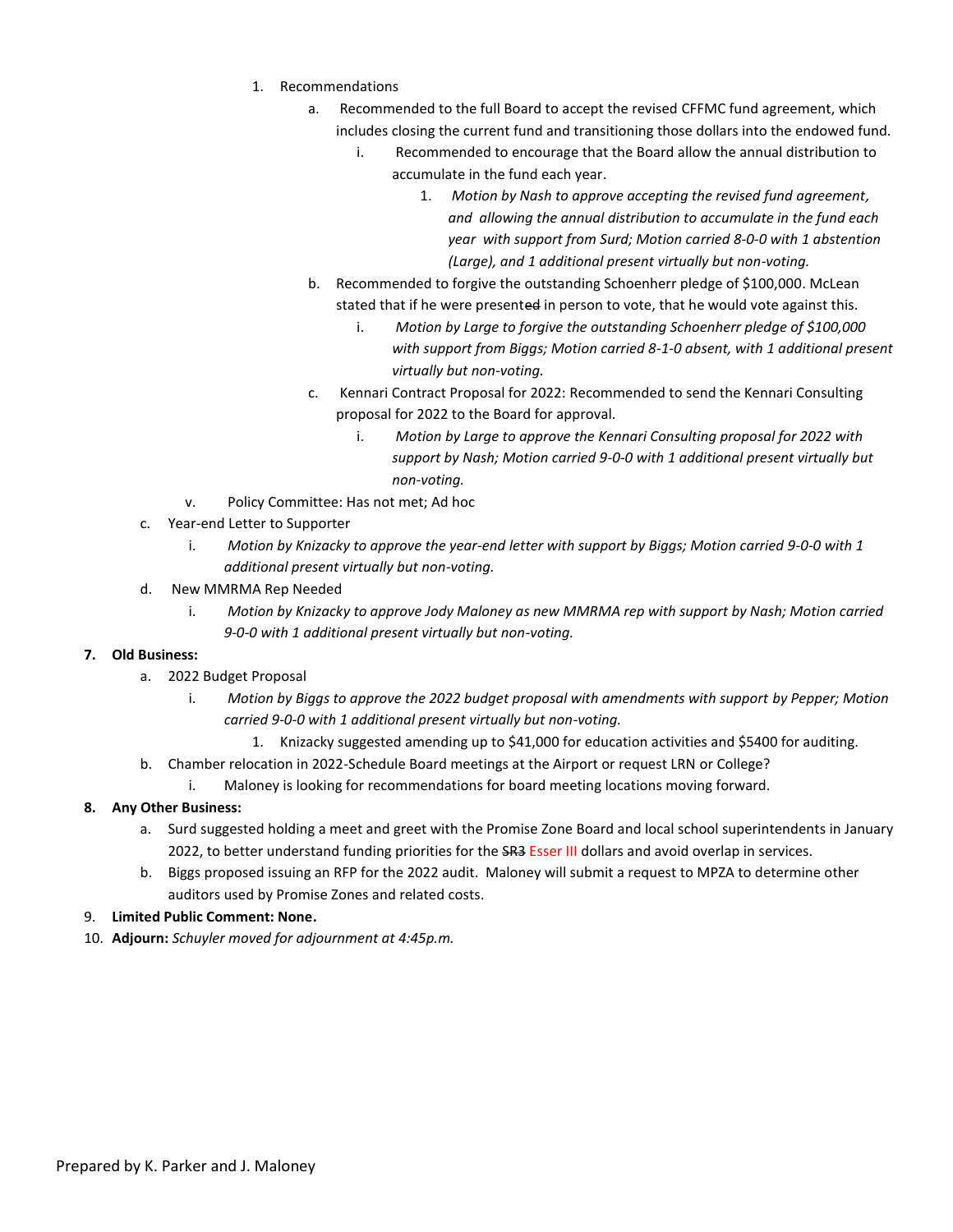1. Recommendations
   a. Recommended to the full Board to accept the revised CFFMC fund agreement, which includes closing the current fund and transitioning those dollars into the endowed fund.
      i. Recommended to encourage that the Board allow the annual distribution to accumulate in the fund each year.
         1. *Motion by Nash to approve accepting the revised fund agreement, and allowing the annual distribution to accumulate in the fund each year with support from Surd; Motion carried 8-0-0 with 1 abstention (Large), and 1 additional present virtually but non-voting.*
   b. Recommended to forgive the outstanding Schoenherr pledge of $100,000. McLean stated that if he were present~~ed~~ in person to vote, that he would vote against this.
      i. *Motion by Large to forgive the outstanding Schoenherr pledge of $100,000 with support from Biggs; Motion carried 8-1-0 absent, with 1 additional present virtually but non-voting.*
   c. Kennari Contract Proposal for 2022: Recommended to send the Kennari Consulting proposal for 2022 to the Board for approval.
      i. *Motion by Large to approve the Kennari Consulting proposal for 2022 with support by Nash; Motion carried 9-0-0 with 1 additional present virtually but non-voting.*

v. Policy Committee: Has not met; Ad hoc

c. Year-end Letter to Supporter
   i. *Motion by Knizacky to approve the year-end letter with support by Biggs; Motion carried 9-0-0 with 1 additional present virtually but non-voting.*

d. New MMRMA Rep Needed
   i. *Motion by Knizacky to approve Jody Maloney as new MMRMA rep with support by Nash; Motion carried 9-0-0 with 1 additional present virtually but non-voting.*

**7. Old Business:**

a. 2022 Budget Proposal
   i. *Motion by Biggs to approve the 2022 budget proposal with amendments with support by Pepper; Motion carried 9-0-0 with 1 additional present virtually but non-voting.*
      1. Knizacky suggested amending up to $41,000 for education activities and $5400 for auditing.

b. Chamber relocation in 2022-Schedule Board meetings at the Airport or request LRN or College?
   i. Maloney is looking for recommendations for board meeting locations moving forward.

**8. Any Other Business:**

a. Surd suggested holding a meet and greet with the Promise Zone Board and local school superintendents in January 2022, to better understand funding priorities for the ~~SR3~~ Esser III dollars and avoid overlap in services.

b. Biggs proposed issuing an RFP for the 2022 audit. Maloney will submit a request to MPZA to determine other auditors used by Promise Zones and related costs.

9. **Limited Public Comment: None.**

10. **Adjourn:** *Schuyler moved for adjournment at 4:45p.m.*

Prepared by K. Parker and J. Maloney